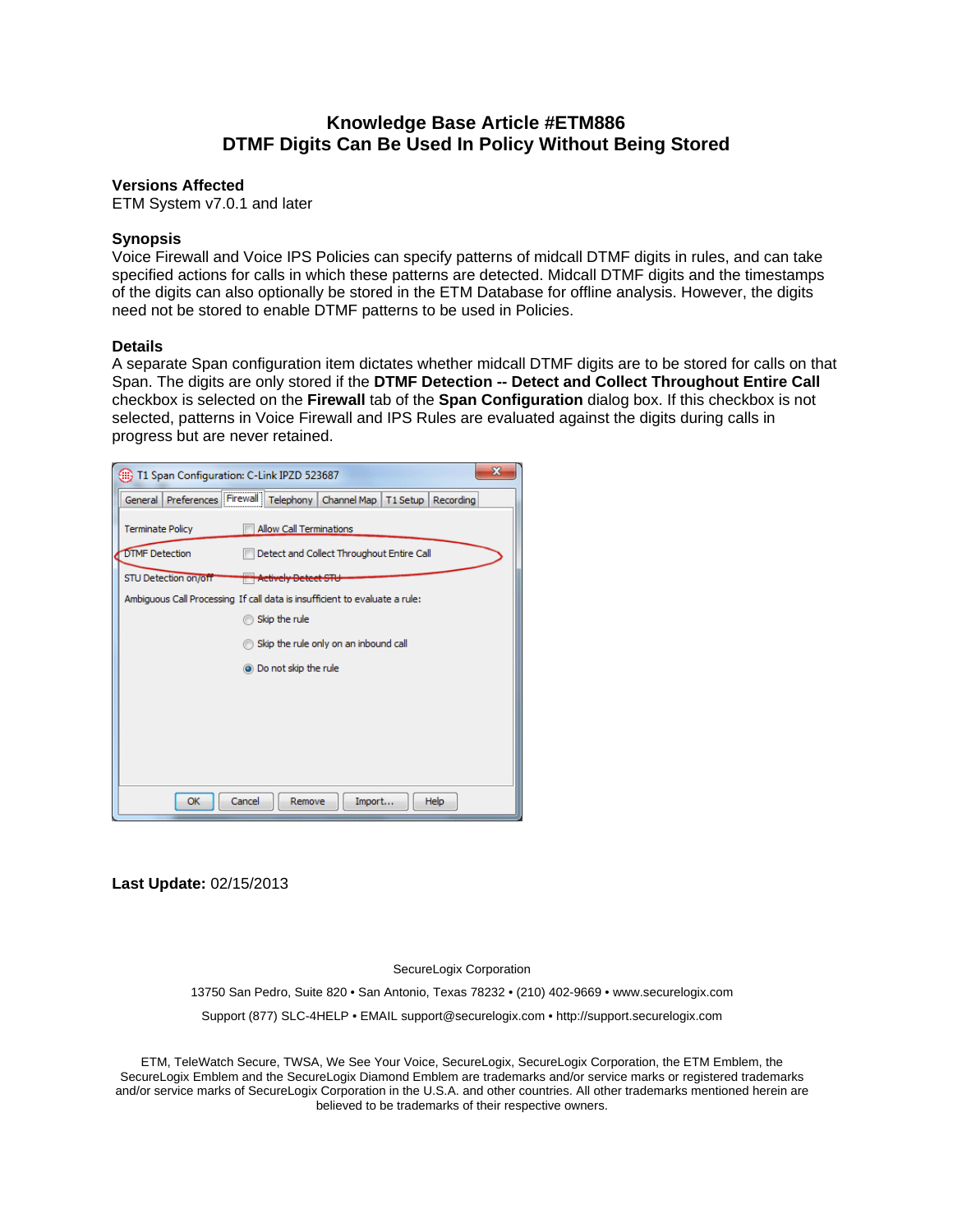# Knowledge Base Article #ETM886
# DTMF Digits Can Be Used In Policy Without Being Stored

**Versions Affected**

ETM System v7.0.1 and later

**Synopsis**

Voice Firewall and Voice IPS Policies can specify patterns of midcall DTMF digits in rules, and can take specified actions for calls in which these patterns are detected. Midcall DTMF digits and the timestamps of the digits can also optionally be stored in the ETM Database for offline analysis. However, the digits need not be stored to enable DTMF patterns to be used in Policies.

**Details**

A separate Span configuration item dictates whether midcall DTMF digits are to be stored for calls on that Span. The digits are only stored if the **DTMF Detection -- Detect and Collect Throughout Entire Call** checkbox is selected on the **Firewall** tab of the **Span Configuration** dialog box. If this checkbox is not selected, patterns in Voice Firewall and IPS Rules are evaluated against the digits during calls in progress but are never retained.

**Last Update:** 02/15/2013

SecureLogix Corporation

13750 San Pedro, Suite 820 • San Antonio, Texas 78232 • (210) 402-9669 • www.securelogix.com

Support (877) SLC-4HELP • EMAIL support@securelogix.com • http://support.securelogix.com

ETM, TeleWatch Secure, TWSA, We See Your Voice, SecureLogix, SecureLogix Corporation, the ETM Emblem, the SecureLogix Emblem and the SecureLogix Diamond Emblem are trademarks and/or service marks or registered trademarks and/or service marks of SecureLogix Corporation in the U.S.A. and other countries. All other trademarks mentioned herein are believed to be trademarks of their respective owners.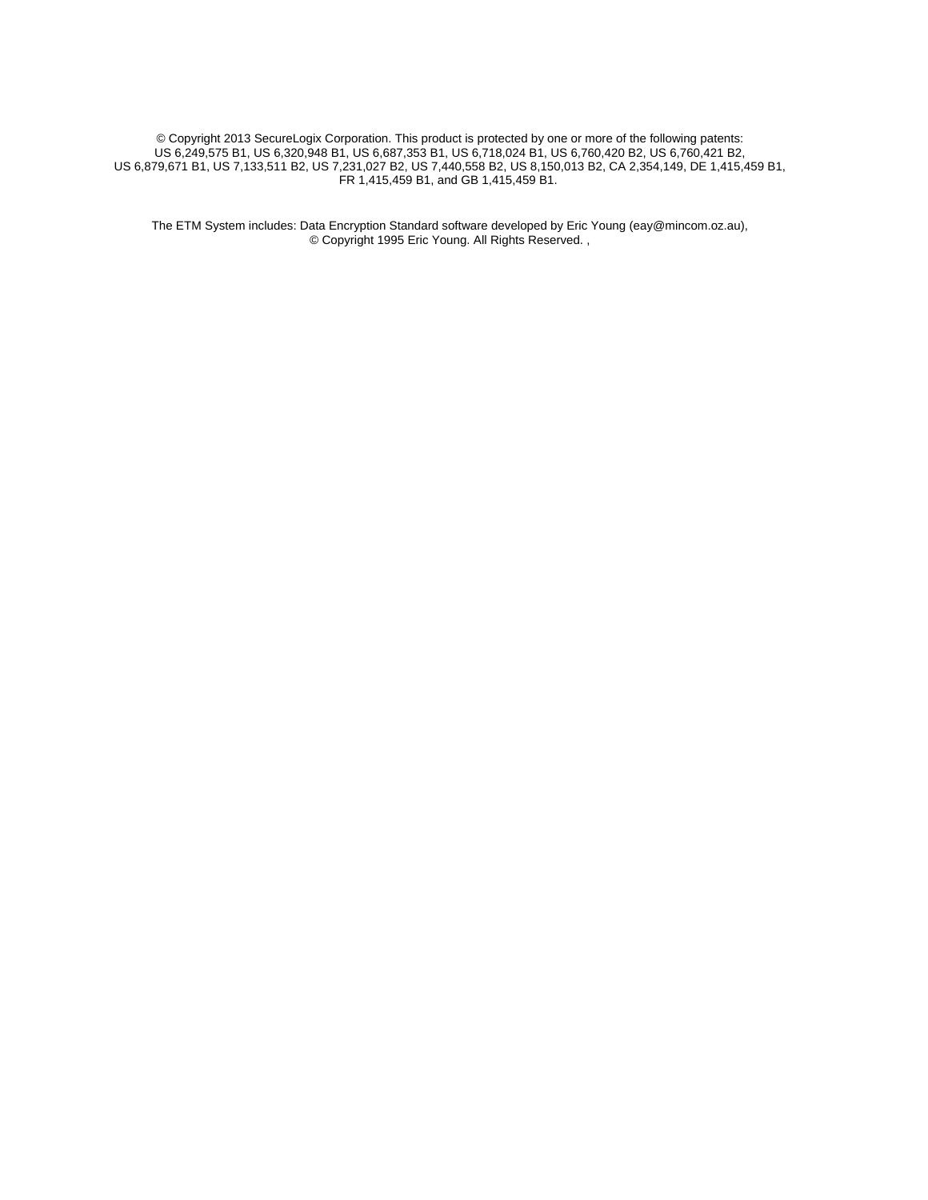© Copyright 2013 SecureLogix Corporation. This product is protected by one or more of the following patents: US 6,249,575 B1, US 6,320,948 B1, US 6,687,353 B1, US 6,718,024 B1, US 6,760,420 B2, US 6,760,421 B2, US 6,879,671 B1, US 7,133,511 B2, US 7,231,027 B2, US 7,440,558 B2, US 8,150,013 B2, CA 2,354,149, DE 1,415,459 B1, FR 1,415,459 B1, and GB 1,415,459 B1.

The ETM System includes: Data Encryption Standard software developed by Eric Young (eay@mincom.oz.au), © Copyright 1995 Eric Young. All Rights Reserved. ,